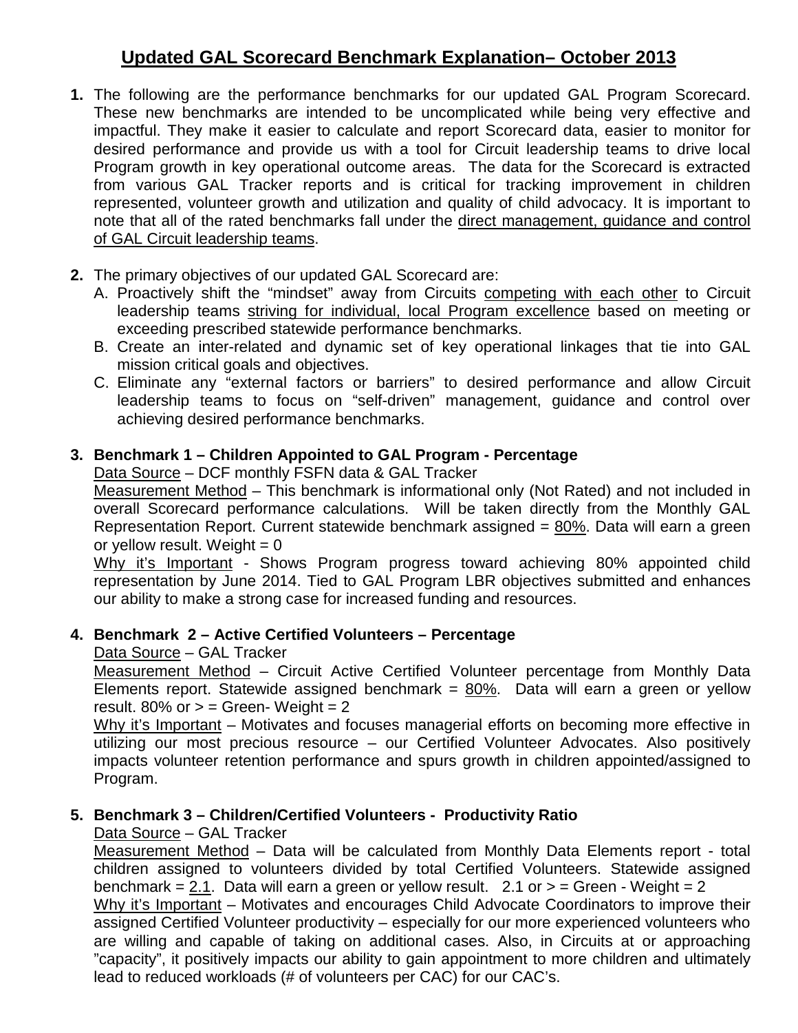# Updated GAL Scorecard Benchmark Explanation– October 2013

1. The following are the performance benchmarks for our updated GAL Program Scorecard. These new benchmarks are intended to be uncomplicated while being very effective and impactful. They make it easier to calculate and report Scorecard data, easier to monitor for desired performance and provide us with a tool for Circuit leadership teams to drive local Program growth in key operational outcome areas. The data for the Scorecard is extracted from various GAL Tracker reports and is critical for tracking improvement in children represented, volunteer growth and utilization and quality of child advocacy. It is important to note that all of the rated benchmarks fall under the direct management, guidance and control of GAL Circuit leadership teams.

2. The primary objectives of our updated GAL Scorecard are:
   A. Proactively shift the "mindset" away from Circuits competing with each other to Circuit leadership teams striving for individual, local Program excellence based on meeting or exceeding prescribed statewide performance benchmarks.
   B. Create an inter-related and dynamic set of key operational linkages that tie into GAL mission critical goals and objectives.
   C. Eliminate any "external factors or barriers" to desired performance and allow Circuit leadership teams to focus on "self-driven" management, guidance and control over achieving desired performance benchmarks.

3. **Benchmark 1 – Children Appointed to GAL Program - Percentage**
   Data Source – DCF monthly FSFN data & GAL Tracker
   Measurement Method – This benchmark is informational only (Not Rated) and not included in overall Scorecard performance calculations. Will be taken directly from the Monthly GAL Representation Report. Current statewide benchmark assigned = 80%. Data will earn a green or yellow result. Weight = 0
   Why it's Important - Shows Program progress toward achieving 80% appointed child representation by June 2014. Tied to GAL Program LBR objectives submitted and enhances our ability to make a strong case for increased funding and resources.

4. **Benchmark 2 – Active Certified Volunteers – Percentage**
   Data Source – GAL Tracker
   Measurement Method – Circuit Active Certified Volunteer percentage from Monthly Data Elements report. Statewide assigned benchmark = 80%. Data will earn a green or yellow result. 80% or > = Green- Weight = 2
   Why it's Important – Motivates and focuses managerial efforts on becoming more effective in utilizing our most precious resource – our Certified Volunteer Advocates. Also positively impacts volunteer retention performance and spurs growth in children appointed/assigned to Program.

5. **Benchmark 3 – Children/Certified Volunteers - Productivity Ratio**
   Data Source – GAL Tracker
   Measurement Method – Data will be calculated from Monthly Data Elements report - total children assigned to volunteers divided by total Certified Volunteers. Statewide assigned benchmark = 2.1. Data will earn a green or yellow result. 2.1 or > = Green - Weight = 2
   Why it's Important – Motivates and encourages Child Advocate Coordinators to improve their assigned Certified Volunteer productivity – especially for our more experienced volunteers who are willing and capable of taking on additional cases. Also, in Circuits at or approaching "capacity", it positively impacts our ability to gain appointment to more children and ultimately lead to reduced workloads (# of volunteers per CAC) for our CAC's.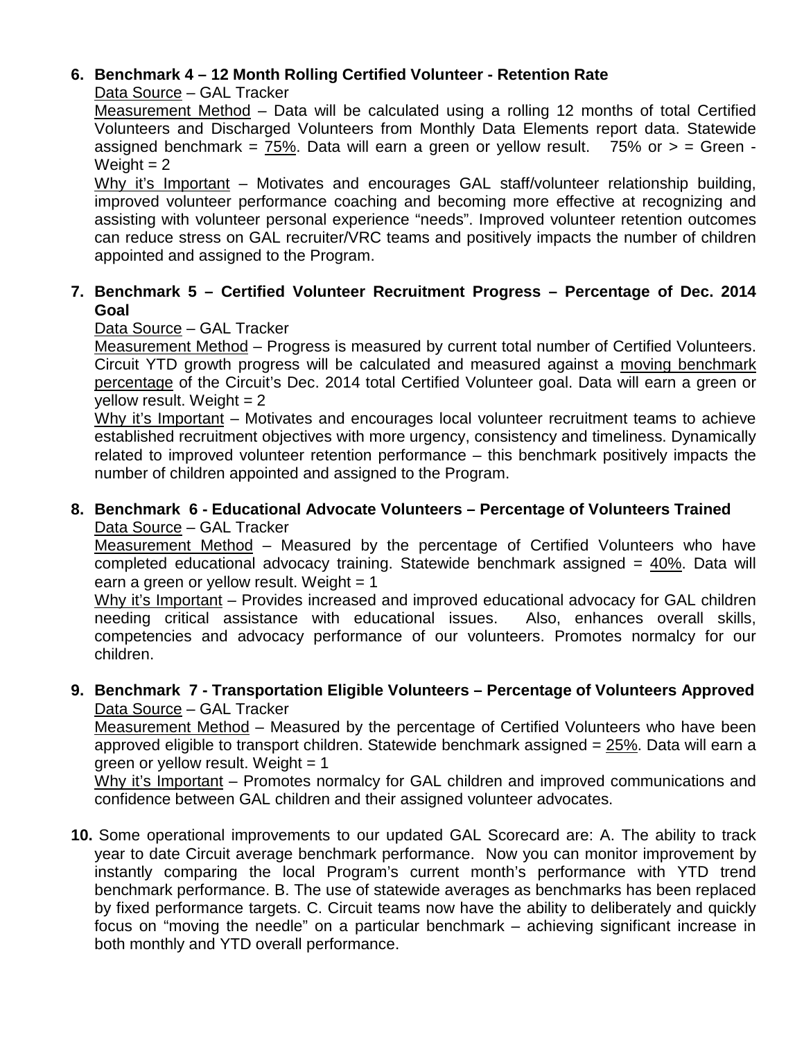6. **Benchmark 4 – 12 Month Rolling Certified Volunteer - Retention Rate**
   Data Source – GAL Tracker
   Measurement Method – Data will be calculated using a rolling 12 months of total Certified Volunteers and Discharged Volunteers from Monthly Data Elements report data. Statewide assigned benchmark = 75%. Data will earn a green or yellow result. 75% or > = Green - Weight = 2
   Why it's Important – Motivates and encourages GAL staff/volunteer relationship building, improved volunteer performance coaching and becoming more effective at recognizing and assisting with volunteer personal experience "needs". Improved volunteer retention outcomes can reduce stress on GAL recruiter/VRC teams and positively impacts the number of children appointed and assigned to the Program.

7. **Benchmark 5 – Certified Volunteer Recruitment Progress – Percentage of Dec. 2014 Goal**
   Data Source – GAL Tracker
   Measurement Method – Progress is measured by current total number of Certified Volunteers. Circuit YTD growth progress will be calculated and measured against a moving benchmark percentage of the Circuit's Dec. 2014 total Certified Volunteer goal. Data will earn a green or yellow result. Weight = 2
   Why it's Important – Motivates and encourages local volunteer recruitment teams to achieve established recruitment objectives with more urgency, consistency and timeliness. Dynamically related to improved volunteer retention performance – this benchmark positively impacts the number of children appointed and assigned to the Program.

8. **Benchmark 6 - Educational Advocate Volunteers – Percentage of Volunteers Trained**
   Data Source – GAL Tracker
   Measurement Method – Measured by the percentage of Certified Volunteers who have completed educational advocacy training. Statewide benchmark assigned = 40%. Data will earn a green or yellow result. Weight = 1
   Why it's Important – Provides increased and improved educational advocacy for GAL children needing critical assistance with educational issues. Also, enhances overall skills, competencies and advocacy performance of our volunteers. Promotes normalcy for our children.

9. **Benchmark 7 - Transportation Eligible Volunteers – Percentage of Volunteers Approved**
   Data Source – GAL Tracker
   Measurement Method – Measured by the percentage of Certified Volunteers who have been approved eligible to transport children. Statewide benchmark assigned = 25%. Data will earn a green or yellow result. Weight = 1
   Why it's Important – Promotes normalcy for GAL children and improved communications and confidence between GAL children and their assigned volunteer advocates.

10. Some operational improvements to our updated GAL Scorecard are: A. The ability to track year to date Circuit average benchmark performance. Now you can monitor improvement by instantly comparing the local Program's current month's performance with YTD trend benchmark performance. B. The use of statewide averages as benchmarks has been replaced by fixed performance targets. C. Circuit teams now have the ability to deliberately and quickly focus on "moving the needle" on a particular benchmark – achieving significant increase in both monthly and YTD overall performance.